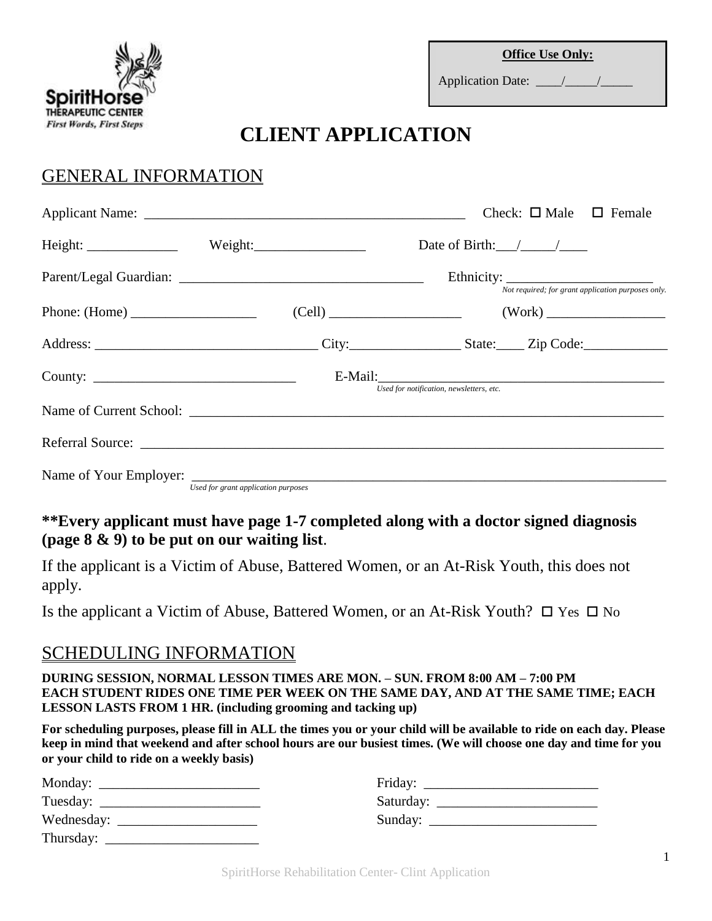SpiritHorse
THERAPEUTIC CENTER
*First Words, First Steps*

**Office Use Only:**

Application Date: ____/_____/_____

# CLIENT APPLICATION

## GENERAL INFORMATION

Applicant Name: _______________________________________________ Check: ☐ Male ☐ Female

Height: _____________ Weight:________________ Date of Birth:___/_____/____

Parent/Legal Guardian: ___________________________________ Ethnicity: _____________________
*Not required; for grant application purposes only.*

Phone: (Home) __________________ (Cell) ___________________ (Work) _________________

Address: ________________________________ City:________________ State:____ Zip Code:____________

County: _____________________________ E-Mail:_________________________________________
*Used for notification, newsletters, etc.*

Name of Current School: _______________________________________________________________________

Referral Source: _____________________________________________________________________________

Name of Your Employer: ________________________________________________________________________
*Used for grant application purposes*

**\*\*Every applicant must have page 1-7 completed along with a doctor signed diagnosis (page 8 & 9) to be put on our waiting list**.

If the applicant is a Victim of Abuse, Battered Women, or an At-Risk Youth, this does not apply.

Is the applicant a Victim of Abuse, Battered Women, or an At-Risk Youth? ☐ Yes ☐ No

## SCHEDULING INFORMATION

**DURING SESSION, NORMAL LESSON TIMES ARE MON. – SUN. FROM 8:00 AM – 7:00 PM**
**EACH STUDENT RIDES ONE TIME PER WEEK ON THE SAME DAY, AND AT THE SAME TIME; EACH LESSON LASTS FROM 1 HR. (including grooming and tacking up)**

**For scheduling purposes, please fill in ALL the times you or your child will be available to ride on each day. Please keep in mind that weekend and after school hours are our busiest times. (We will choose one day and time for you or your child to ride on a weekly basis)**

Monday: _______________________

Tuesday: _______________________

Wednesday: ____________________

Thursday: ______________________

Friday: _________________________

Saturday: _______________________

Sunday: ________________________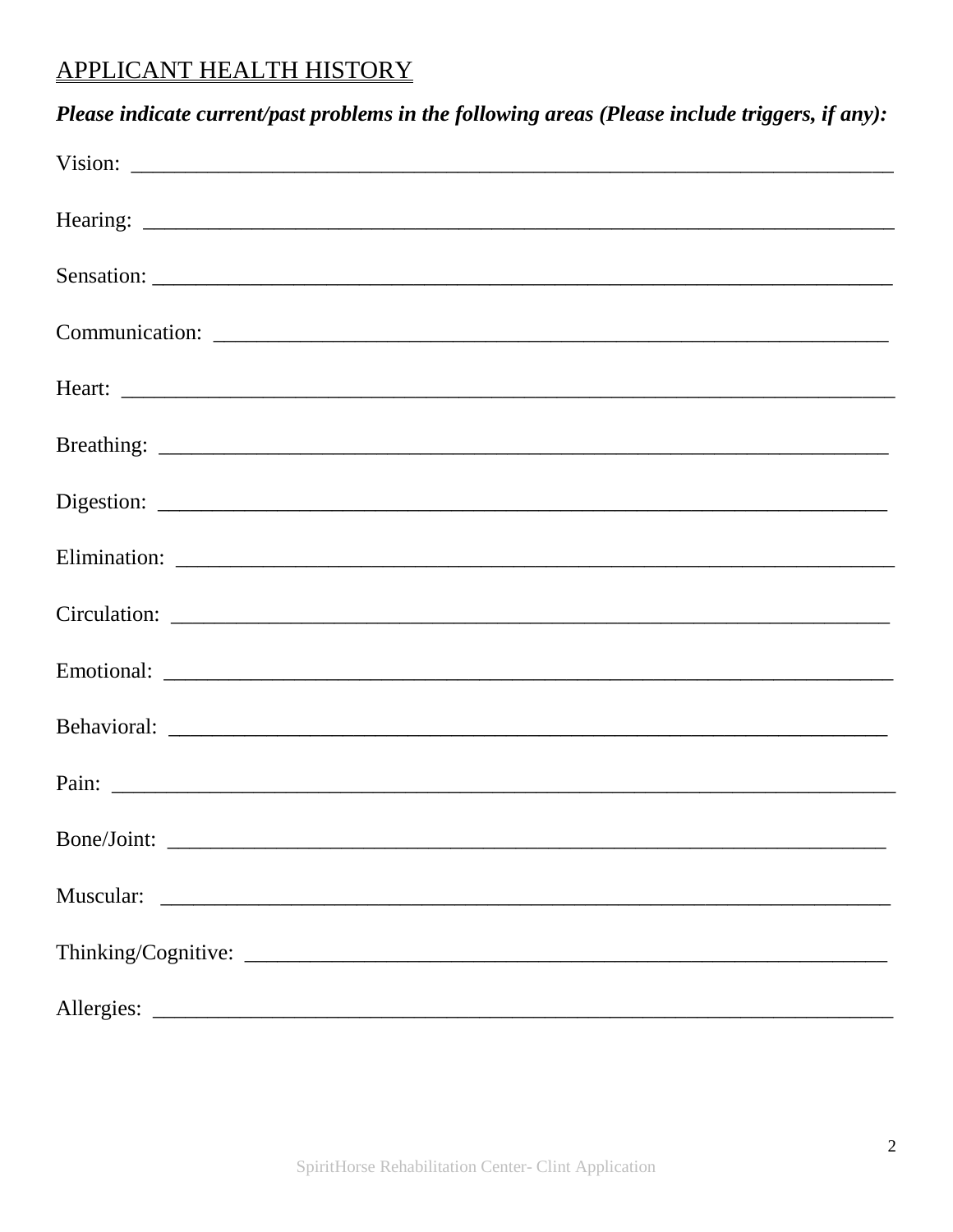## APPLICANT HEALTH HISTORY

***Please indicate current/past problems in the following areas (Please include triggers, if any):***

Vision: ___________________________________________________________________________

Hearing: __________________________________________________________________________

Sensation: ________________________________________________________________________

Communication: ____________________________________________________________________

Heart: ____________________________________________________________________________

Breathing: ________________________________________________________________________

Digestion: ________________________________________________________________________

Elimination: ______________________________________________________________________

Circulation: ______________________________________________________________________

Emotional: ________________________________________________________________________

Behavioral: ______________________________________________________________________

Pain: _____________________________________________________________________________

Bone/Joint: ______________________________________________________________________

Muscular: ________________________________________________________________________

Thinking/Cognitive: ______________________________________________________________

Allergies: ________________________________________________________________________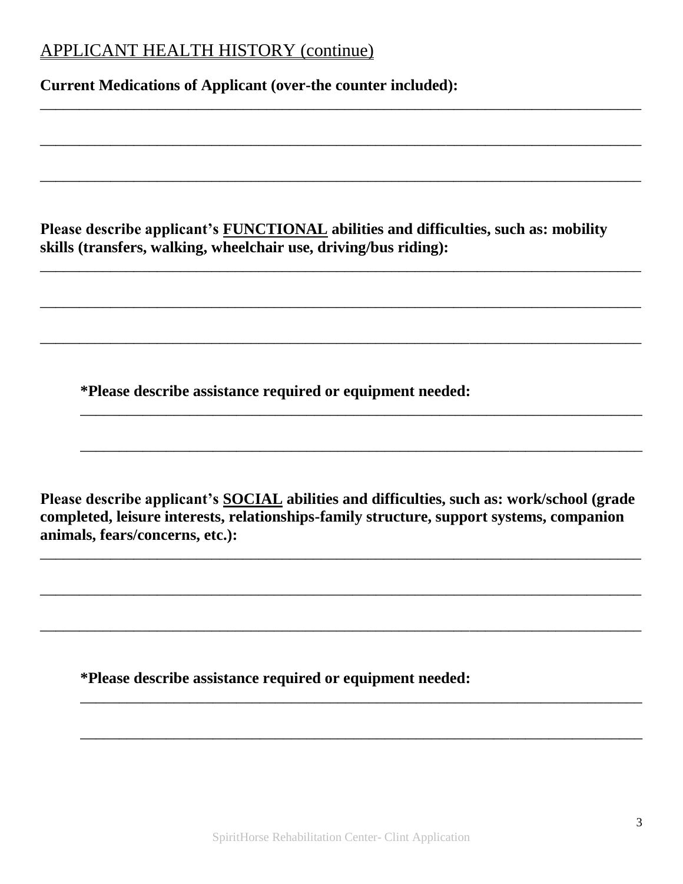APPLICANT HEALTH HISTORY (continue)

**Current Medications of Applicant (over-the counter included):**

______________________________________________________________________________

______________________________________________________________________________

______________________________________________________________________________

**Please describe applicant's FUNCTIONAL abilities and difficulties, such as: mobility skills (transfers, walking, wheelchair use, driving/bus riding):**

______________________________________________________________________________

______________________________________________________________________________

______________________________________________________________________________

**\*Please describe assistance required or equipment needed:**

______________________________________________________________________________

______________________________________________________________________________

**Please describe applicant's SOCIAL abilities and difficulties, such as: work/school (grade completed, leisure interests, relationships-family structure, support systems, companion animals, fears/concerns, etc.):**

______________________________________________________________________________

______________________________________________________________________________

______________________________________________________________________________

**\*Please describe assistance required or equipment needed:**

______________________________________________________________________________

______________________________________________________________________________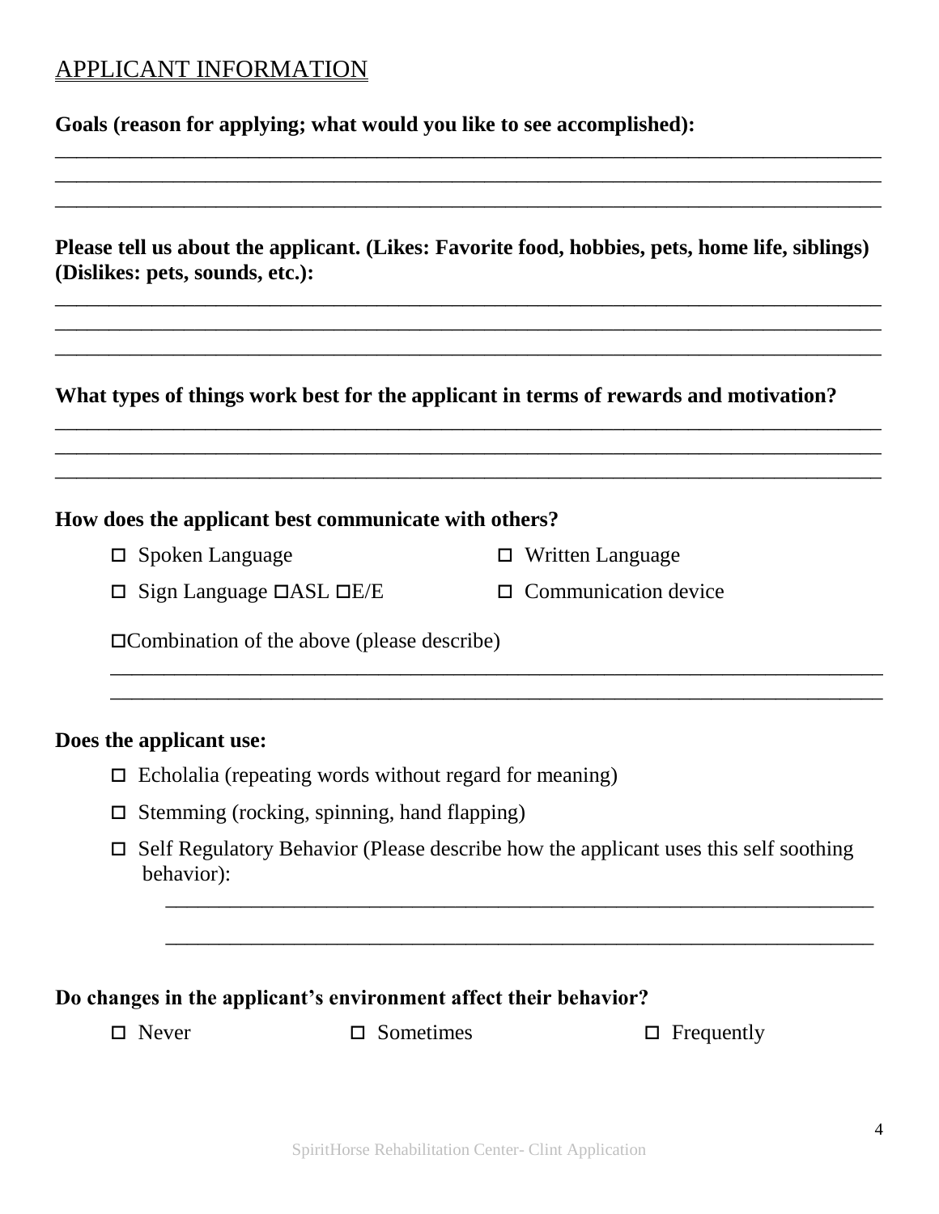## APPLICANT INFORMATION

**Goals (reason for applying; what would you like to see accomplished):**

________________________________________________________________________________
________________________________________________________________________________
________________________________________________________________________________

**Please tell us about the applicant. (Likes: Favorite food, hobbies, pets, home life, siblings) (Dislikes: pets, sounds, etc.):**

________________________________________________________________________________
________________________________________________________________________________
________________________________________________________________________________

**What types of things work best for the applicant in terms of rewards and motivation?**

________________________________________________________________________________
________________________________________________________________________________
________________________________________________________________________________

**How does the applicant best communicate with others?**

- ☐ Spoken Language
- ☐ Written Language
- ☐ Sign Language ☐ASL ☐E/E
- ☐ Communication device

☐Combination of the above (please describe)

________________________________________________________________________________
________________________________________________________________________________

**Does the applicant use:**

- ☐ Echolalia (repeating words without regard for meaning)
- ☐ Stemming (rocking, spinning, hand flapping)
- ☐ Self Regulatory Behavior (Please describe how the applicant uses this self soothing behavior):

  ________________________________________________________________________

  ________________________________________________________________________

**Do changes in the applicant's environment affect their behavior?**

☐ Never ☐ Sometimes ☐ Frequently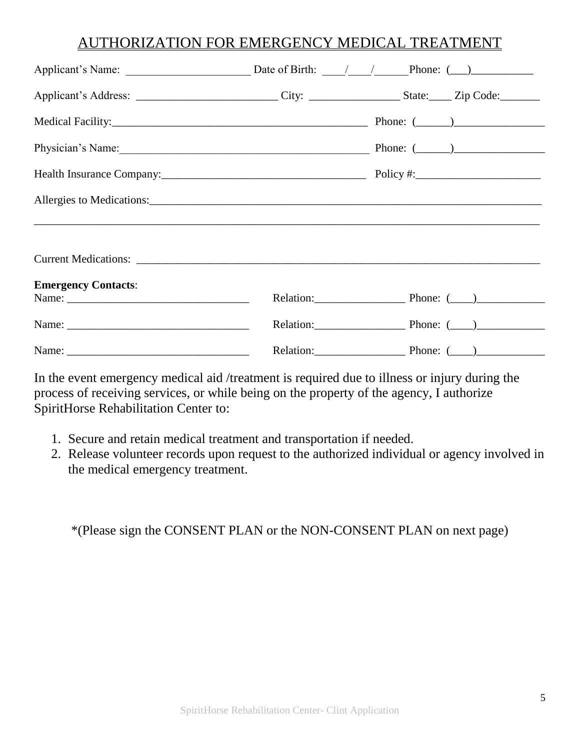# AUTHORIZATION FOR EMERGENCY MEDICAL TREATMENT

Applicant's Name: ______________________ Date of Birth: ____/____/______ Phone: (___)___________

Applicant's Address: _________________________ City: ________________ State:____ Zip Code:_______

Medical Facility:_____________________________________________ Phone: (______)________________

Physician's Name:____________________________________________ Phone: (______)________________

Health Insurance Company:____________________________________ Policy #:______________________

Allergies to Medications:___________________________________________________________________________

_____________________________________________________________________________________________

Current Medications: _______________________________________________________________________

**Emergency Contacts**:

Name: _________________________________ Relation:________________ Phone: (____)____________

Name: _________________________________ Relation:________________ Phone: (____)____________

Name: _________________________________ Relation:________________ Phone: (____)____________

In the event emergency medical aid /treatment is required due to illness or injury during the process of receiving services, or while being on the property of the agency, I authorize SpiritHorse Rehabilitation Center to:

1. Secure and retain medical treatment and transportation if needed.
2. Release volunteer records upon request to the authorized individual or agency involved in the medical emergency treatment.

*(Please sign the CONSENT PLAN or the NON-CONSENT PLAN on next page)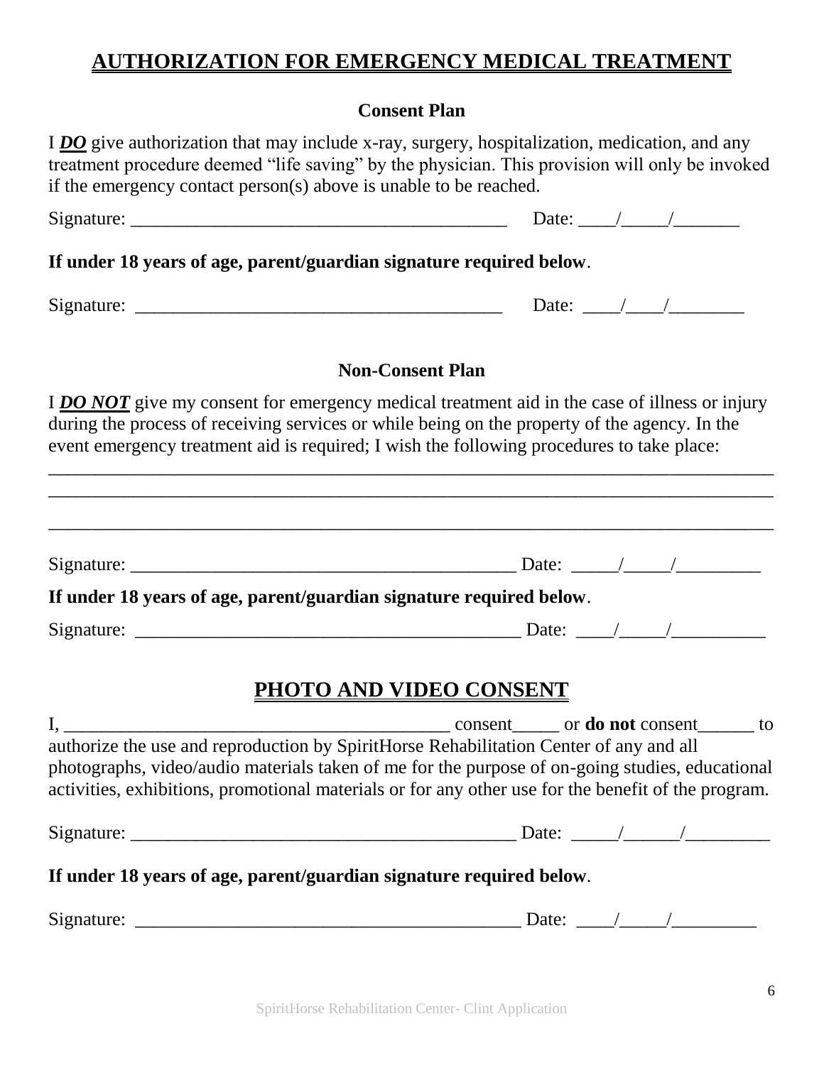# AUTHORIZATION FOR EMERGENCY MEDICAL TREATMENT

**Consent Plan**

I ***DO*** give authorization that may include x-ray, surgery, hospitalization, medication, and any treatment procedure deemed "life saving" by the physician. This provision will only be invoked if the emergency contact person(s) above is unable to be reached.

Signature: ________________________________________ Date: ____/_____/_______

**If under 18 years of age, parent/guardian signature required below**.

Signature: ________________________________________ Date: ____/____/________

**Non-Consent Plan**

I ***DO NOT*** give my consent for emergency medical treatment aid in the case of illness or injury during the process of receiving services or while being on the property of the agency. In the event emergency treatment aid is required; I wish the following procedures to take place:

________________________________________________________________________________

________________________________________________________________________________

________________________________________________________________________________

Signature: __________________________________________ Date: _____/_____/_________

**If under 18 years of age, parent/guardian signature required below**.

Signature: __________________________________________ Date: ____/_____/__________

# PHOTO AND VIDEO CONSENT

I, __________________________________________ consent_____ or **do not** consent______ to authorize the use and reproduction by SpiritHorse Rehabilitation Center of any and all photographs, video/audio materials taken of me for the purpose of on-going studies, educational activities, exhibitions, promotional materials or for any other use for the benefit of the program.

Signature: __________________________________________ Date: _____/______/_________

**If under 18 years of age, parent/guardian signature required below**.

Signature: __________________________________________ Date: ____/_____/_________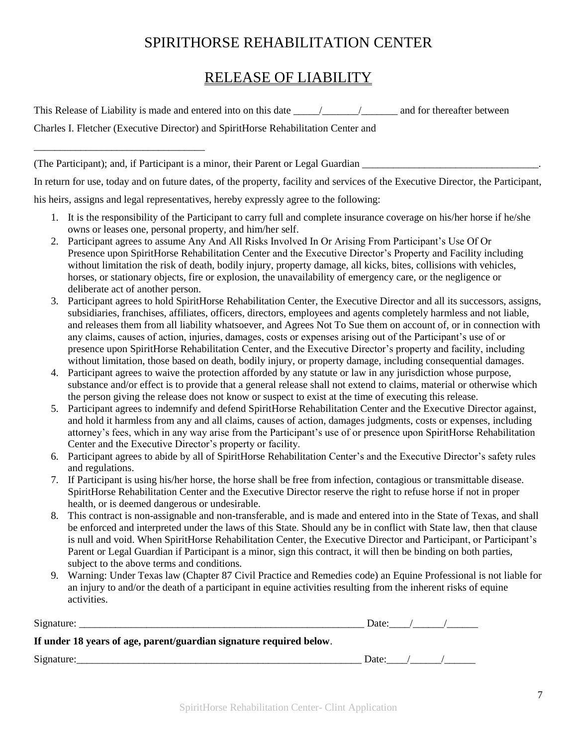# SPIRITHORSE REHABILITATION CENTER

## RELEASE OF LIABILITY

This Release of Liability is made and entered into on this date _____/_______/_______ and for thereafter between Charles I. Fletcher (Executive Director) and SpiritHorse Rehabilitation Center and

_________________________________

(The Participant); and, if Participant is a minor, their Parent or Legal Guardian ___________________________________.

In return for use, today and on future dates, of the property, facility and services of the Executive Director, the Participant, his heirs, assigns and legal representatives, hereby expressly agree to the following:

1. It is the responsibility of the Participant to carry full and complete insurance coverage on his/her horse if he/she owns or leases one, personal property, and him/her self.
2. Participant agrees to assume Any And All Risks Involved In Or Arising From Participant's Use Of Or Presence upon SpiritHorse Rehabilitation Center and the Executive Director's Property and Facility including without limitation the risk of death, bodily injury, property damage, all kicks, bites, collisions with vehicles, horses, or stationary objects, fire or explosion, the unavailability of emergency care, or the negligence or deliberate act of another person.
3. Participant agrees to hold SpiritHorse Rehabilitation Center, the Executive Director and all its successors, assigns, subsidiaries, franchises, affiliates, officers, directors, employees and agents completely harmless and not liable, and releases them from all liability whatsoever, and Agrees Not To Sue them on account of, or in connection with any claims, causes of action, injuries, damages, costs or expenses arising out of the Participant's use of or presence upon SpiritHorse Rehabilitation Center, and the Executive Director's property and facility, including without limitation, those based on death, bodily injury, or property damage, including consequential damages.
4. Participant agrees to waive the protection afforded by any statute or law in any jurisdiction whose purpose, substance and/or effect is to provide that a general release shall not extend to claims, material or otherwise which the person giving the release does not know or suspect to exist at the time of executing this release.
5. Participant agrees to indemnify and defend SpiritHorse Rehabilitation Center and the Executive Director against, and hold it harmless from any and all claims, causes of action, damages judgments, costs or expenses, including attorney's fees, which in any way arise from the Participant's use of or presence upon SpiritHorse Rehabilitation Center and the Executive Director's property or facility.
6. Participant agrees to abide by all of SpiritHorse Rehabilitation Center's and the Executive Director's safety rules and regulations.
7. If Participant is using his/her horse, the horse shall be free from infection, contagious or transmittable disease. SpiritHorse Rehabilitation Center and the Executive Director reserve the right to refuse horse if not in proper health, or is deemed dangerous or undesirable.
8. This contract is non-assignable and non-transferable, and is made and entered into in the State of Texas, and shall be enforced and interpreted under the laws of this State. Should any be in conflict with State law, then that clause is null and void. When SpiritHorse Rehabilitation Center, the Executive Director and Participant, or Participant's Parent or Legal Guardian if Participant is a minor, sign this contract, it will then be binding on both parties, subject to the above terms and conditions.
9. Warning: Under Texas law (Chapter 87 Civil Practice and Remedies code) an Equine Professional is not liable for an injury to and/or the death of a participant in equine activities resulting from the inherent risks of equine activities.

Signature: _________________________________________________________ Date:____/______/______

**If under 18 years of age, parent/guardian signature required below**.

Signature:__________________________________________________________ Date:____/______/______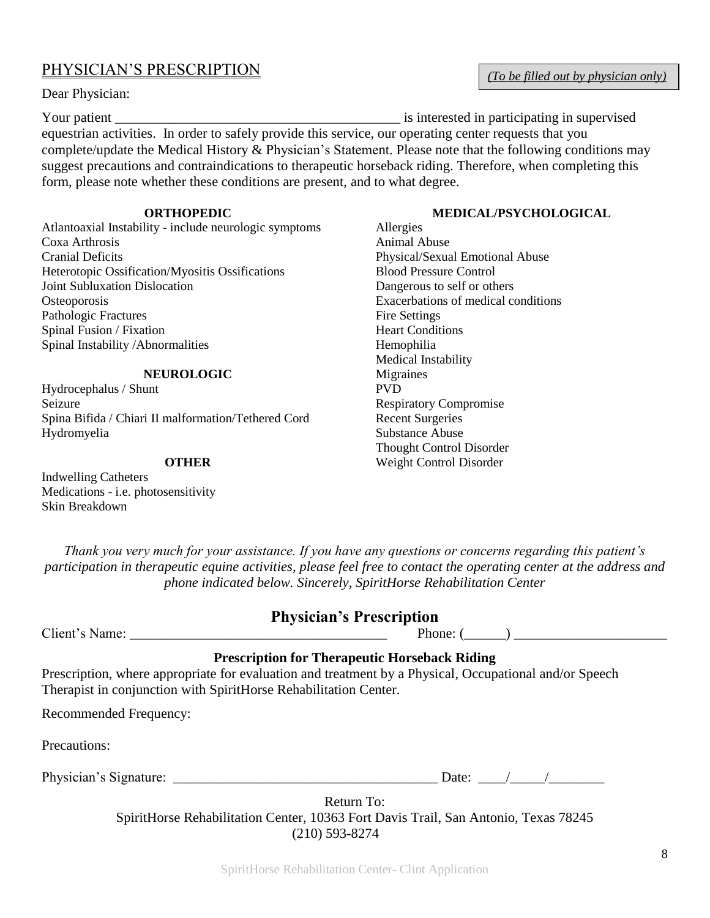## PHYSICIAN'S PRESCRIPTION

*(To be filled out by physician only)*

Dear Physician:

Your patient ________________________________________ is interested in participating in supervised equestrian activities. In order to safely provide this service, our operating center requests that you complete/update the Medical History & Physician's Statement. Please note that the following conditions may suggest precautions and contraindications to therapeutic horseback riding. Therefore, when completing this form, please note whether these conditions are present, and to what degree.

**ORTHOPEDIC**

Atlantoaxial Instability - include neurologic symptoms
Coxa Arthrosis
Cranial Deficits
Heterotopic Ossification/Myositis Ossifications
Joint Subluxation Dislocation
Osteoporosis
Pathologic Fractures
Spinal Fusion / Fixation
Spinal Instability /Abnormalities

**NEUROLOGIC**

Hydrocephalus / Shunt
Seizure
Spina Bifida / Chiari II malformation/Tethered Cord
Hydromyelia

**OTHER**

Indwelling Catheters
Medications - i.e. photosensitivity
Skin Breakdown

**MEDICAL/PSYCHOLOGICAL**

Allergies
Animal Abuse
Physical/Sexual Emotional Abuse
Blood Pressure Control
Dangerous to self or others
Exacerbations of medical conditions
Fire Settings
Heart Conditions
Hemophilia
Medical Instability
Migraines
PVD
Respiratory Compromise
Recent Surgeries
Substance Abuse
Thought Control Disorder
Weight Control Disorder

*Thank you very much for your assistance. If you have any questions or concerns regarding this patient's participation in therapeutic equine activities, please feel free to contact the operating center at the address and phone indicated below. Sincerely, SpiritHorse Rehabilitation Center*

## Physician's Prescription

Client's Name: ____________________________________ Phone: (______) ______________________

**Prescription for Therapeutic Horseback Riding**

Prescription, where appropriate for evaluation and treatment by a Physical, Occupational and/or Speech Therapist in conjunction with SpiritHorse Rehabilitation Center.

Recommended Frequency:

Precautions:

Physician's Signature: ______________________________________ Date: ____/_____/________

Return To:
SpiritHorse Rehabilitation Center, 10363 Fort Davis Trail, San Antonio, Texas 78245
(210) 593-8274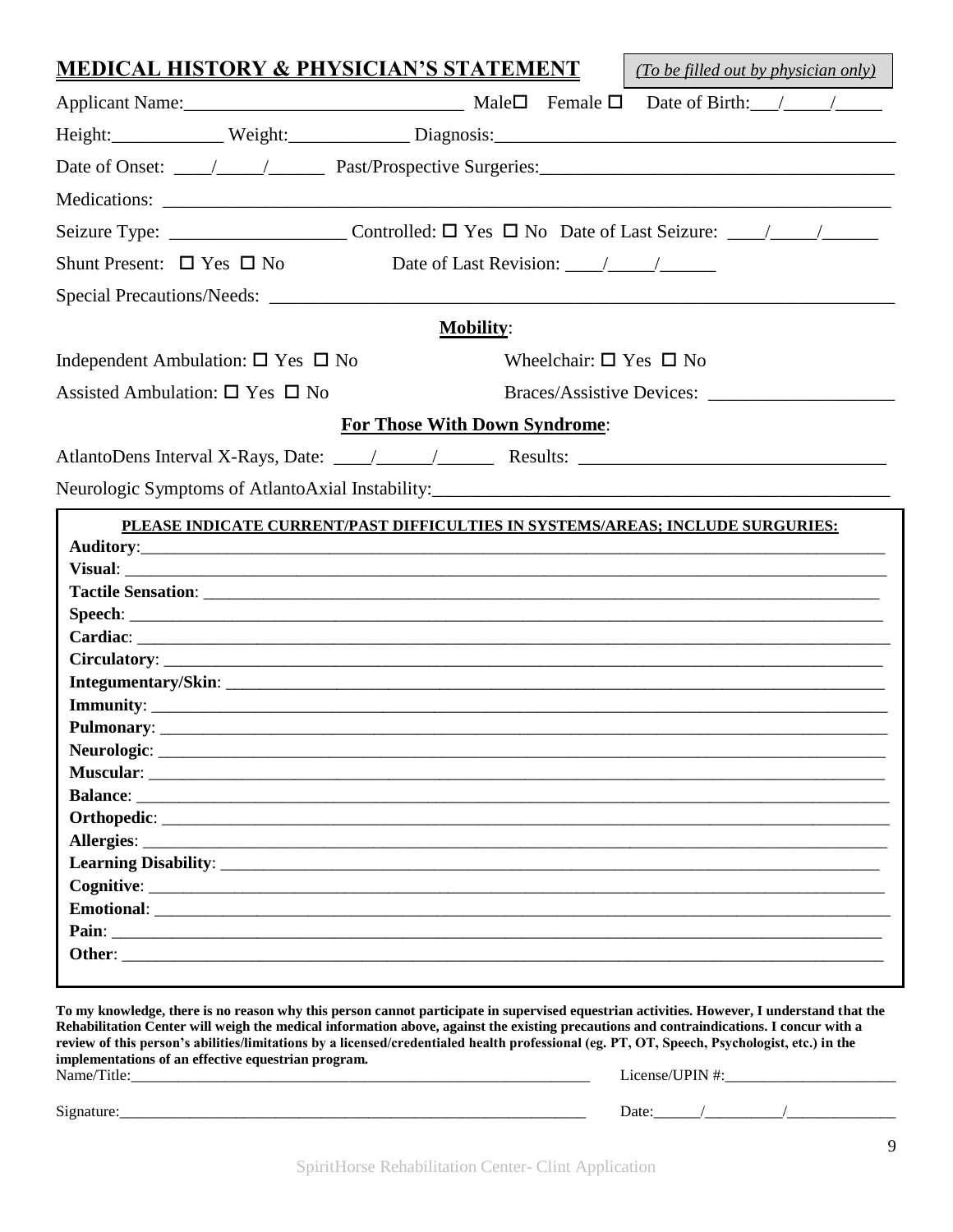## MEDICAL HISTORY & PHYSICIAN'S STATEMENT

*(To be filled out by physician only)*

Applicant Name:\_\_\_\_\_\_\_\_\_\_\_\_\_\_\_\_\_\_\_\_\_\_\_\_\_\_\_\_\_\_ Male☐ Female ☐ Date of Birth:\_\_\_/\_\_\_\_\_/\_\_\_\_\_

Height:\_\_\_\_\_\_\_\_\_\_\_\_ Weight:\_\_\_\_\_\_\_\_\_\_\_\_\_ Diagnosis:\_\_\_\_\_\_\_\_\_\_\_\_\_\_\_\_\_\_\_\_\_\_\_\_\_\_\_\_\_\_\_\_\_\_\_\_\_\_\_\_\_\_\_\_

Date of Onset: \_\_\_\_/\_\_\_\_\_/\_\_\_\_\_\_ Past/Prospective Surgeries:\_\_\_\_\_\_\_\_\_\_\_\_\_\_\_\_\_\_\_\_\_\_\_\_\_\_\_\_\_\_\_\_\_\_\_\_\_\_

Medications: \_\_\_\_\_\_\_\_\_\_\_\_\_\_\_\_\_\_\_\_\_\_\_\_\_\_\_\_\_\_\_\_\_\_\_\_\_\_\_\_\_\_\_\_\_\_\_\_\_\_\_\_\_\_\_\_\_\_\_\_\_\_\_\_\_\_\_\_\_\_\_\_\_\_\_\_

Seizure Type: \_\_\_\_\_\_\_\_\_\_\_\_\_\_\_\_\_\_\_ Controlled: ☐ Yes ☐ No Date of Last Seizure: \_\_\_\_/\_\_\_\_\_/\_\_\_\_\_\_

Shunt Present: ☐ Yes ☐ No Date of Last Revision: \_\_\_\_/\_\_\_\_\_/\_\_\_\_\_\_

Special Precautions/Needs: \_\_\_\_\_\_\_\_\_\_\_\_\_\_\_\_\_\_\_\_\_\_\_\_\_\_\_\_\_\_\_\_\_\_\_\_\_\_\_\_\_\_\_\_\_\_\_\_\_\_\_\_\_\_\_\_\_\_\_\_\_\_\_\_

### **Mobility**:

Independent Ambulation: ☐ Yes ☐ No  Wheelchair: ☐ Yes ☐ No

Assisted Ambulation: ☐ Yes ☐ No  Braces/Assistive Devices: \_\_\_\_\_\_\_\_\_\_\_\_\_\_\_\_\_\_\_\_

### **For Those With Down Syndrome**:

AtlantoDens Interval X-Rays, Date: \_\_\_\_/\_\_\_\_\_\_/\_\_\_\_\_\_ Results: \_\_\_\_\_\_\_\_\_\_\_\_\_\_\_\_\_\_\_\_\_\_\_\_\_\_\_\_\_\_\_\_\_

Neurologic Symptoms of AtlantoAxial Instability:\_\_\_\_\_\_\_\_\_\_\_\_\_\_\_\_\_\_\_\_\_\_\_\_\_\_\_\_\_\_\_\_\_\_\_\_\_\_\_\_\_\_\_\_\_\_\_\_\_\_

**PLEASE INDICATE CURRENT/PAST DIFFICULTIES IN SYSTEMS/AREAS; INCLUDE SURGURIES:**

**Auditory**:\_\_\_\_\_\_\_\_\_\_\_\_\_\_\_\_\_\_\_\_\_\_\_\_\_\_\_\_\_\_\_\_\_\_\_\_\_\_\_\_\_\_\_\_\_\_\_\_\_\_\_\_\_\_\_\_\_\_\_\_\_\_\_\_\_\_\_\_\_\_\_\_\_\_\_\_

**Visual**: \_\_\_\_\_\_\_\_\_\_\_\_\_\_\_\_\_\_\_\_\_\_\_\_\_\_\_\_\_\_\_\_\_\_\_\_\_\_\_\_\_\_\_\_\_\_\_\_\_\_\_\_\_\_\_\_\_\_\_\_\_\_\_\_\_\_\_\_\_\_\_\_\_\_\_\_\_\_

**Tactile Sensation**: \_\_\_\_\_\_\_\_\_\_\_\_\_\_\_\_\_\_\_\_\_\_\_\_\_\_\_\_\_\_\_\_\_\_\_\_\_\_\_\_\_\_\_\_\_\_\_\_\_\_\_\_\_\_\_\_\_\_\_\_\_\_\_\_\_\_\_\_

**Speech**: \_\_\_\_\_\_\_\_\_\_\_\_\_\_\_\_\_\_\_\_\_\_\_\_\_\_\_\_\_\_\_\_\_\_\_\_\_\_\_\_\_\_\_\_\_\_\_\_\_\_\_\_\_\_\_\_\_\_\_\_\_\_\_\_\_\_\_\_\_\_\_\_\_\_\_\_\_

**Cardiac**: \_\_\_\_\_\_\_\_\_\_\_\_\_\_\_\_\_\_\_\_\_\_\_\_\_\_\_\_\_\_\_\_\_\_\_\_\_\_\_\_\_\_\_\_\_\_\_\_\_\_\_\_\_\_\_\_\_\_\_\_\_\_\_\_\_\_\_\_\_\_\_\_\_\_\_\_\_\_

**Circulatory**: \_\_\_\_\_\_\_\_\_\_\_\_\_\_\_\_\_\_\_\_\_\_\_\_\_\_\_\_\_\_\_\_\_\_\_\_\_\_\_\_\_\_\_\_\_\_\_\_\_\_\_\_\_\_\_\_\_\_\_\_\_\_\_\_\_\_\_\_\_\_\_\_\_\_

**Integumentary/Skin**: \_\_\_\_\_\_\_\_\_\_\_\_\_\_\_\_\_\_\_\_\_\_\_\_\_\_\_\_\_\_\_\_\_\_\_\_\_\_\_\_\_\_\_\_\_\_\_\_\_\_\_\_\_\_\_\_\_\_\_\_\_\_\_\_\_\_\_\_

**Immunity**: \_\_\_\_\_\_\_\_\_\_\_\_\_\_\_\_\_\_\_\_\_\_\_\_\_\_\_\_\_\_\_\_\_\_\_\_\_\_\_\_\_\_\_\_\_\_\_\_\_\_\_\_\_\_\_\_\_\_\_\_\_\_\_\_\_\_\_\_\_\_\_\_\_\_\_\_

**Pulmonary**: \_\_\_\_\_\_\_\_\_\_\_\_\_\_\_\_\_\_\_\_\_\_\_\_\_\_\_\_\_\_\_\_\_\_\_\_\_\_\_\_\_\_\_\_\_\_\_\_\_\_\_\_\_\_\_\_\_\_\_\_\_\_\_\_\_\_\_\_\_\_\_\_\_\_\_

**Neurologic**: \_\_\_\_\_\_\_\_\_\_\_\_\_\_\_\_\_\_\_\_\_\_\_\_\_\_\_\_\_\_\_\_\_\_\_\_\_\_\_\_\_\_\_\_\_\_\_\_\_\_\_\_\_\_\_\_\_\_\_\_\_\_\_\_\_\_\_\_\_\_\_\_\_\_\_

**Muscular**: \_\_\_\_\_\_\_\_\_\_\_\_\_\_\_\_\_\_\_\_\_\_\_\_\_\_\_\_\_\_\_\_\_\_\_\_\_\_\_\_\_\_\_\_\_\_\_\_\_\_\_\_\_\_\_\_\_\_\_\_\_\_\_\_\_\_\_\_\_\_\_\_\_\_\_\_

**Balance**: \_\_\_\_\_\_\_\_\_\_\_\_\_\_\_\_\_\_\_\_\_\_\_\_\_\_\_\_\_\_\_\_\_\_\_\_\_\_\_\_\_\_\_\_\_\_\_\_\_\_\_\_\_\_\_\_\_\_\_\_\_\_\_\_\_\_\_\_\_\_\_\_\_\_\_\_\_

**Orthopedic**: \_\_\_\_\_\_\_\_\_\_\_\_\_\_\_\_\_\_\_\_\_\_\_\_\_\_\_\_\_\_\_\_\_\_\_\_\_\_\_\_\_\_\_\_\_\_\_\_\_\_\_\_\_\_\_\_\_\_\_\_\_\_\_\_\_\_\_\_\_\_\_\_\_\_\_

**Allergies**: \_\_\_\_\_\_\_\_\_\_\_\_\_\_\_\_\_\_\_\_\_\_\_\_\_\_\_\_\_\_\_\_\_\_\_\_\_\_\_\_\_\_\_\_\_\_\_\_\_\_\_\_\_\_\_\_\_\_\_\_\_\_\_\_\_\_\_\_\_\_\_\_\_\_\_\_

**Learning Disability**: \_\_\_\_\_\_\_\_\_\_\_\_\_\_\_\_\_\_\_\_\_\_\_\_\_\_\_\_\_\_\_\_\_\_\_\_\_\_\_\_\_\_\_\_\_\_\_\_\_\_\_\_\_\_\_\_\_\_\_\_\_\_\_\_\_\_\_

**Cognitive**: \_\_\_\_\_\_\_\_\_\_\_\_\_\_\_\_\_\_\_\_\_\_\_\_\_\_\_\_\_\_\_\_\_\_\_\_\_\_\_\_\_\_\_\_\_\_\_\_\_\_\_\_\_\_\_\_\_\_\_\_\_\_\_\_\_\_\_\_\_\_\_\_\_\_\_

**Emotional**: \_\_\_\_\_\_\_\_\_\_\_\_\_\_\_\_\_\_\_\_\_\_\_\_\_\_\_\_\_\_\_\_\_\_\_\_\_\_\_\_\_\_\_\_\_\_\_\_\_\_\_\_\_\_\_\_\_\_\_\_\_\_\_\_\_\_\_\_\_\_\_\_\_\_\_

**Pain**: \_\_\_\_\_\_\_\_\_\_\_\_\_\_\_\_\_\_\_\_\_\_\_\_\_\_\_\_\_\_\_\_\_\_\_\_\_\_\_\_\_\_\_\_\_\_\_\_\_\_\_\_\_\_\_\_\_\_\_\_\_\_\_\_\_\_\_\_\_\_\_\_\_\_\_\_\_\_\_

**Other**: \_\_\_\_\_\_\_\_\_\_\_\_\_\_\_\_\_\_\_\_\_\_\_\_\_\_\_\_\_\_\_\_\_\_\_\_\_\_\_\_\_\_\_\_\_\_\_\_\_\_\_\_\_\_\_\_\_\_\_\_\_\_\_\_\_\_\_\_\_\_\_\_\_\_\_\_\_\_

**To my knowledge, there is no reason why this person cannot participate in supervised equestrian activities. However, I understand that the Rehabilitation Center will weigh the medical information above, against the existing precautions and contraindications. I concur with a review of this person's abilities/limitations by a licensed/credentialed health professional (eg. PT, OT, Speech, Psychologist, etc.) in the implementations of an effective equestrian program.**

Name/Title:\_\_\_\_\_\_\_\_\_\_\_\_\_\_\_\_\_\_\_\_\_\_\_\_\_\_\_\_\_\_\_\_\_\_\_\_\_\_\_\_\_\_\_\_\_\_\_\_\_\_\_\_\_\_\_\_\_\_\_\_ License/UPIN #:\_\_\_\_\_\_\_\_\_\_\_\_\_\_\_\_\_\_\_\_\_\_

Signature:\_\_\_\_\_\_\_\_\_\_\_\_\_\_\_\_\_\_\_\_\_\_\_\_\_\_\_\_\_\_\_\_\_\_\_\_\_\_\_\_\_\_\_\_\_\_\_\_\_\_\_\_\_\_\_\_\_\_\_\_\_ Date:\_\_\_\_\_\_/\_\_\_\_\_\_\_\_\_\_/\_\_\_\_\_\_\_\_\_\_\_\_\_\_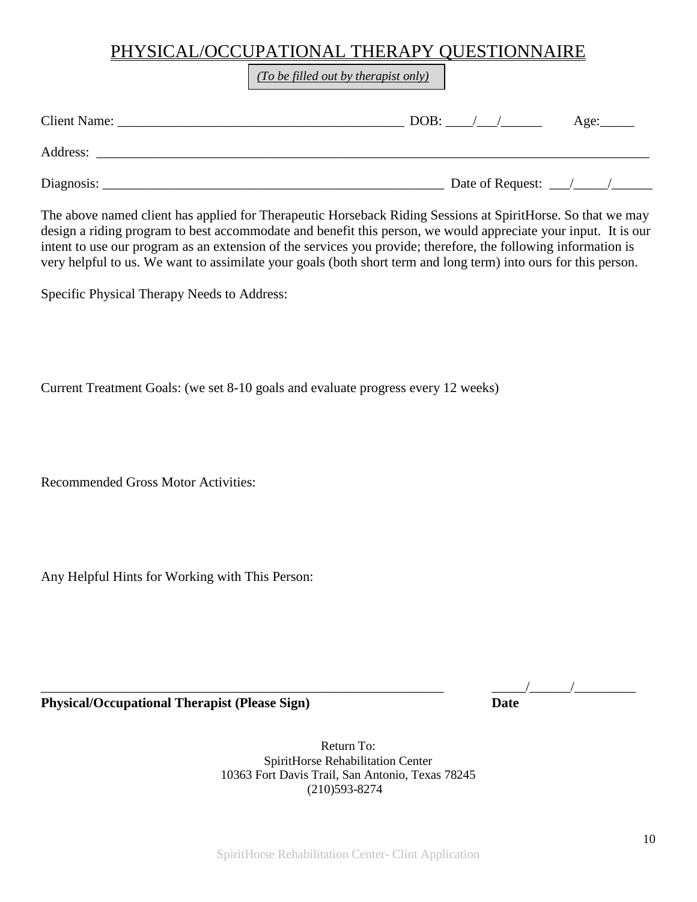# PHYSICAL/OCCUPATIONAL THERAPY QUESTIONNAIRE

*(To be filled out by therapist only)*

Client Name: ___________________________________________ DOB: ____/___/______ Age:_____

Address: ___________________________________________________________________________________

Diagnosis: ___________________________________________________ Date of Request: ___/_____/______

The above named client has applied for Therapeutic Horseback Riding Sessions at SpiritHorse. So that we may design a riding program to best accommodate and benefit this person, we would appreciate your input. It is our intent to use our program as an extension of the services you provide; therefore, the following information is very helpful to us. We want to assimilate your goals (both short term and long term) into ours for this person.

Specific Physical Therapy Needs to Address:

Current Treatment Goals: (we set 8-10 goals and evaluate progress every 12 weeks)

Recommended Gross Motor Activities:

Any Helpful Hints for Working with This Person:

_____________________________________________________________ _____/______/_________

**Physical/Occupational Therapist (Please Sign)** **Date**

Return To:
SpiritHorse Rehabilitation Center
10363 Fort Davis Trail, San Antonio, Texas 78245
(210)593-8274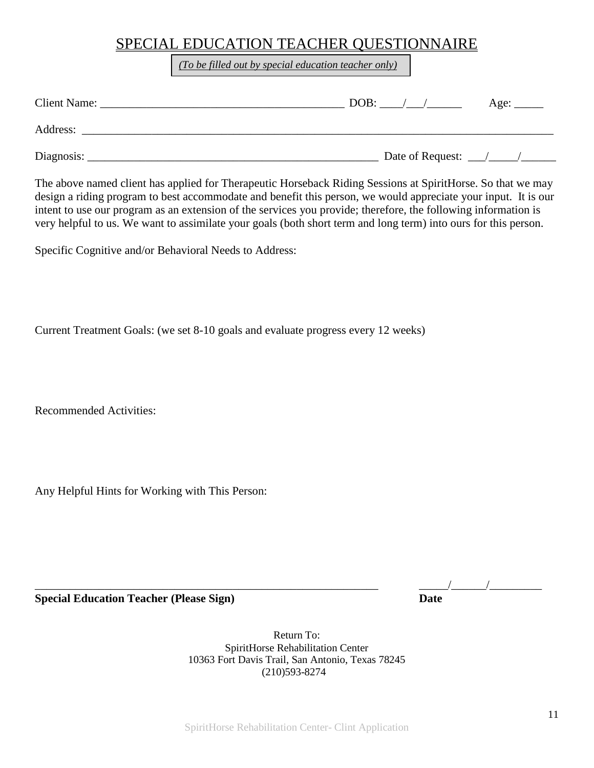# SPECIAL EDUCATION TEACHER QUESTIONNAIRE

*(To be filled out by special education teacher only)*

Client Name: __________________________________________ DOB: ____/___/______ Age: _____

Address: ___________________________________________________________________________________

Diagnosis: ___________________________________________________ Date of Request: ___/_____/______

The above named client has applied for Therapeutic Horseback Riding Sessions at SpiritHorse. So that we may design a riding program to best accommodate and benefit this person, we would appreciate your input. It is our intent to use our program as an extension of the services you provide; therefore, the following information is very helpful to us. We want to assimilate your goals (both short term and long term) into ours for this person.

Specific Cognitive and/or Behavioral Needs to Address:

Current Treatment Goals: (we set 8-10 goals and evaluate progress every 12 weeks)

Recommended Activities:

Any Helpful Hints for Working with This Person:

_____________________________________________________________ _____/______/_________

**Special Education Teacher (Please Sign)** **Date**

Return To:
SpiritHorse Rehabilitation Center
10363 Fort Davis Trail, San Antonio, Texas 78245
(210)593-8274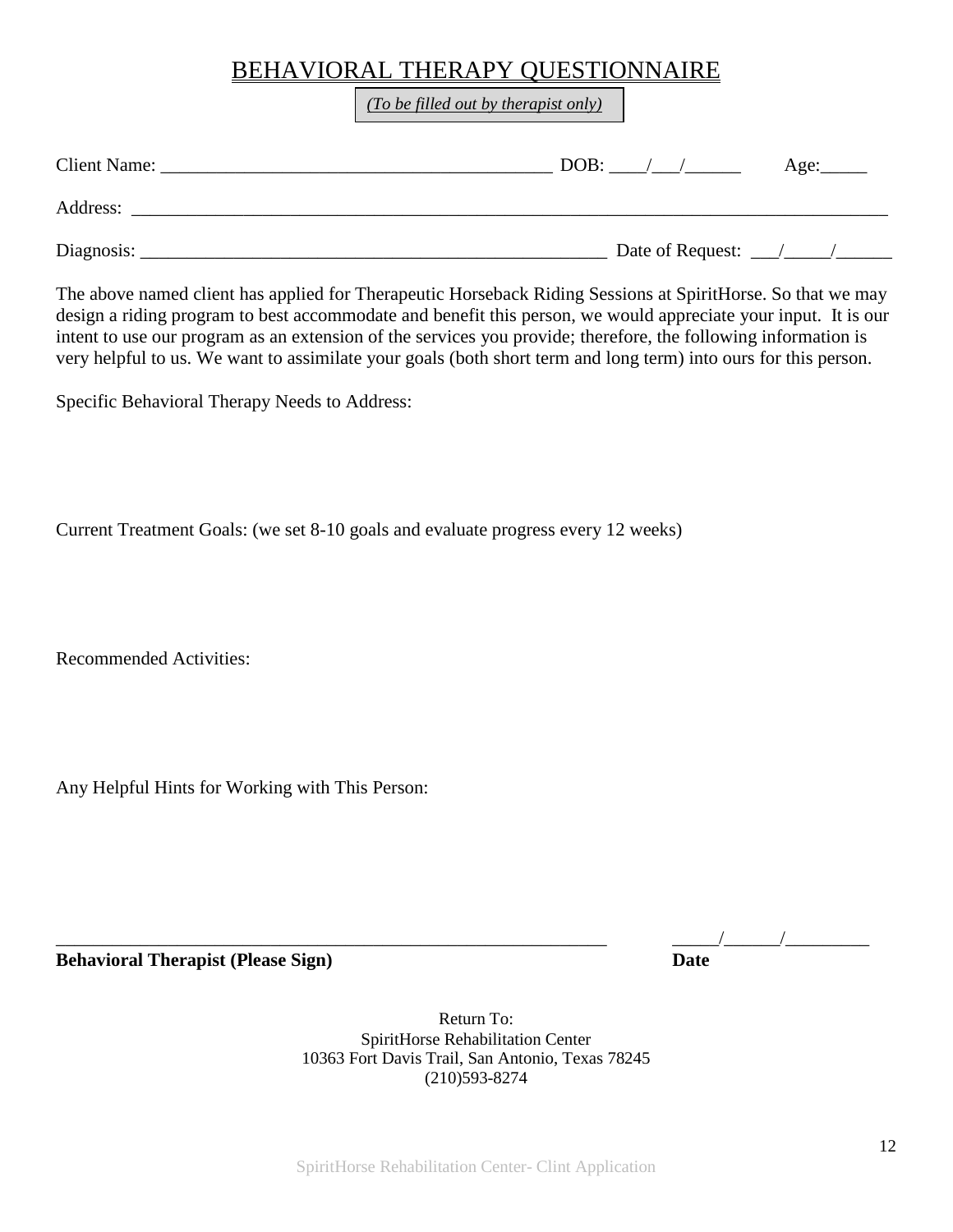# BEHAVIORAL THERAPY QUESTIONNAIRE

*(To be filled out by therapist only)*

Client Name: __________________________________________ DOB: ____/___/______ Age:_____

Address: ____________________________________________________________________________

Diagnosis: __________________________________________________ Date of Request: ___/_____/______

The above named client has applied for Therapeutic Horseback Riding Sessions at SpiritHorse. So that we may design a riding program to best accommodate and benefit this person, we would appreciate your input. It is our intent to use our program as an extension of the services you provide; therefore, the following information is very helpful to us. We want to assimilate your goals (both short term and long term) into ours for this person.

Specific Behavioral Therapy Needs to Address:

Current Treatment Goals: (we set 8-10 goals and evaluate progress every 12 weeks)

Recommended Activities:

Any Helpful Hints for Working with This Person:

____________________________________________________________ _____/______/_________

**Behavioral Therapist (Please Sign)** **Date**

Return To:
SpiritHorse Rehabilitation Center
10363 Fort Davis Trail, San Antonio, Texas 78245
(210)593-8274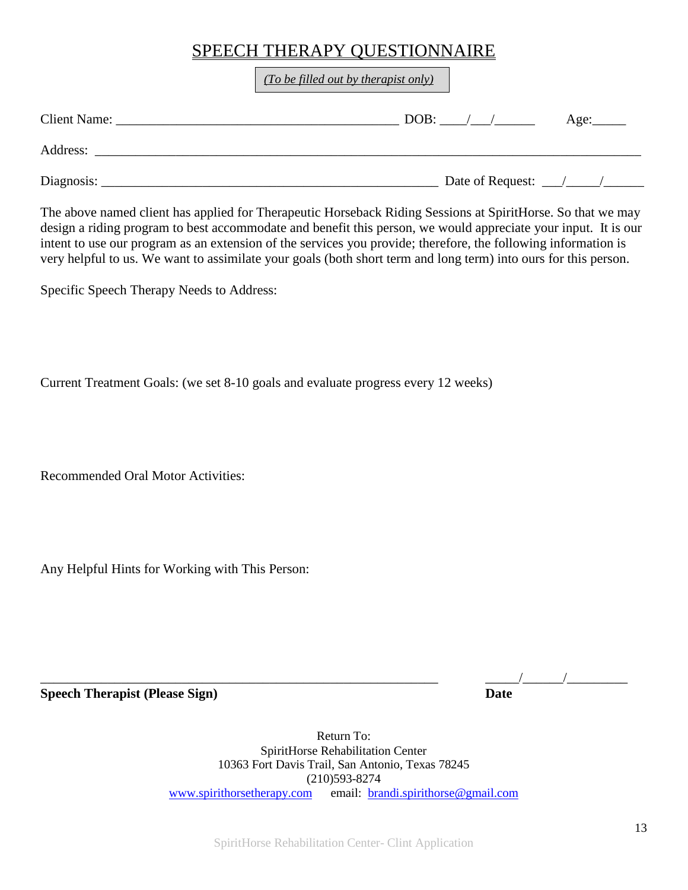# SPEECH THERAPY QUESTIONNAIRE

*(To be filled out by therapist only)*

Client Name: ___________________________________________ DOB: ____/___/______ Age:_____

Address: _________________________________________________________________________________

Diagnosis: ___________________________________________________ Date of Request: ___/_____/______

The above named client has applied for Therapeutic Horseback Riding Sessions at SpiritHorse. So that we may design a riding program to best accommodate and benefit this person, we would appreciate your input. It is our intent to use our program as an extension of the services you provide; therefore, the following information is very helpful to us. We want to assimilate your goals (both short term and long term) into ours for this person.

Specific Speech Therapy Needs to Address:

Current Treatment Goals: (we set 8-10 goals and evaluate progress every 12 weeks)

Recommended Oral Motor Activities:

Any Helpful Hints for Working with This Person:

_____________________________________________________________ _____/______/_________

**Speech Therapist (Please Sign)** **Date**

Return To:
SpiritHorse Rehabilitation Center
10363 Fort Davis Trail, San Antonio, Texas 78245
(210)593-8274
www.spirithorsetherapy.com email: brandi.spirithorse@gmail.com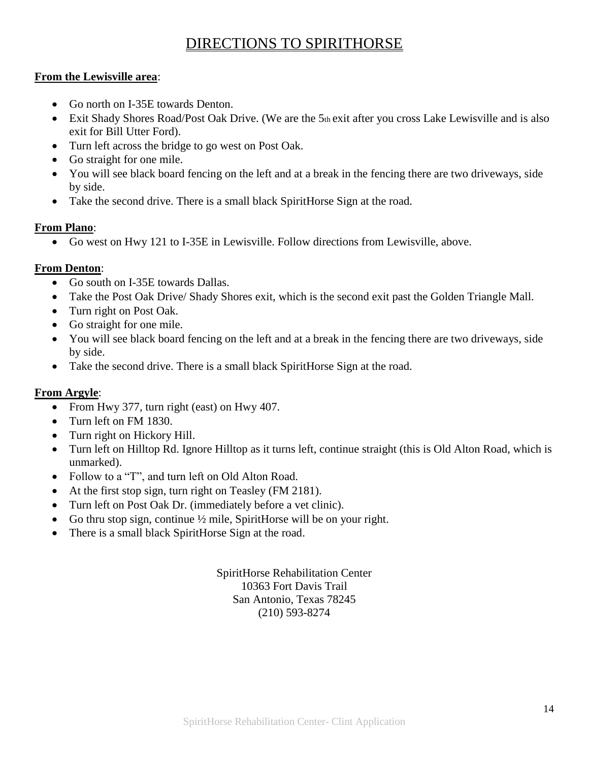# DIRECTIONS TO SPIRITHORSE

**From the Lewisville area**:

- Go north on I-35E towards Denton.
- Exit Shady Shores Road/Post Oak Drive. (We are the 5th exit after you cross Lake Lewisville and is also exit for Bill Utter Ford).
- Turn left across the bridge to go west on Post Oak.
- Go straight for one mile.
- You will see black board fencing on the left and at a break in the fencing there are two driveways, side by side.
- Take the second drive. There is a small black SpiritHorse Sign at the road.

**From Plano**:

- Go west on Hwy 121 to I-35E in Lewisville. Follow directions from Lewisville, above.

**From Denton**:

- Go south on I-35E towards Dallas.
- Take the Post Oak Drive/ Shady Shores exit, which is the second exit past the Golden Triangle Mall.
- Turn right on Post Oak.
- Go straight for one mile.
- You will see black board fencing on the left and at a break in the fencing there are two driveways, side by side.
- Take the second drive. There is a small black SpiritHorse Sign at the road.

**From Argyle**:

- From Hwy 377, turn right (east) on Hwy 407.
- Turn left on FM 1830.
- Turn right on Hickory Hill.
- Turn left on Hilltop Rd. Ignore Hilltop as it turns left, continue straight (this is Old Alton Road, which is unmarked).
- Follow to a "T", and turn left on Old Alton Road.
- At the first stop sign, turn right on Teasley (FM 2181).
- Turn left on Post Oak Dr. (immediately before a vet clinic).
- Go thru stop sign, continue ½ mile, SpiritHorse will be on your right.
- There is a small black SpiritHorse Sign at the road.

SpiritHorse Rehabilitation Center
10363 Fort Davis Trail
San Antonio, Texas 78245
(210) 593-8274